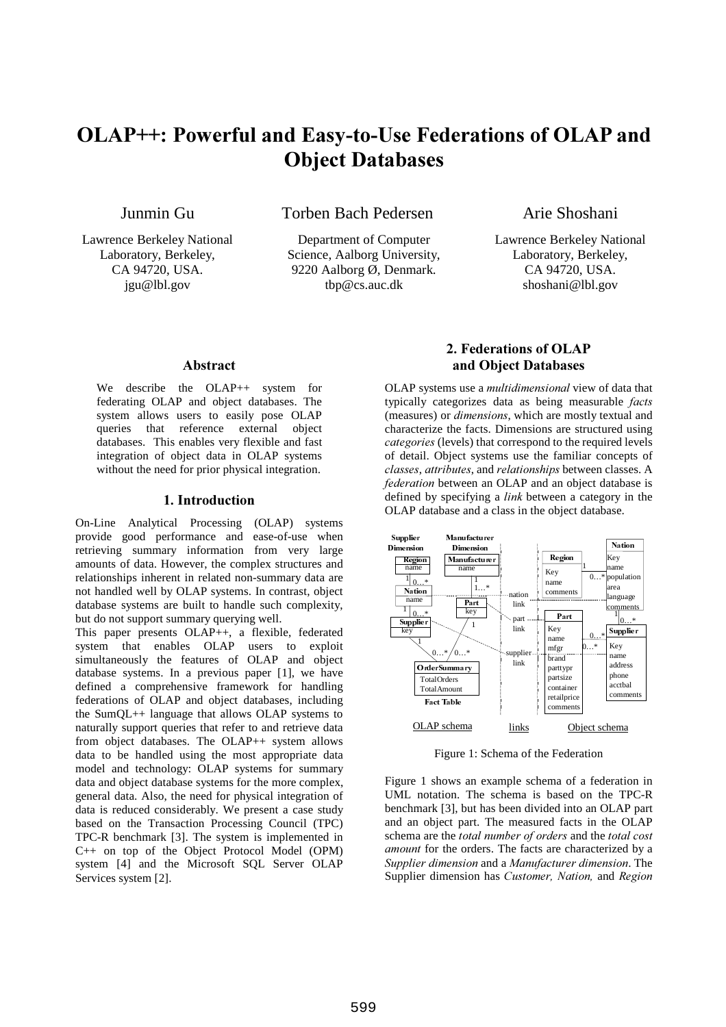# OLAP++: Powerful and Easy-to-Use Federations of OLAP and Object Databases

Junmin Gu
Lawrence Berkeley National Laboratory, Berkeley, CA 94720, USA.
jgu@lbl.gov

Torben Bach Pedersen
Department of Computer Science, Aalborg University, 9220 Aalborg Ø, Denmark.
tbp@cs.auc.dk

Arie Shoshani
Lawrence Berkeley National Laboratory, Berkeley, CA 94720, USA.
shoshani@lbl.gov

### Abstract

We describe the OLAP++ system for federating OLAP and object databases. The system allows users to easily pose OLAP queries that reference external object databases. This enables very flexible and fast integration of object data in OLAP systems without the need for prior physical integration.

## 1. Introduction

On-Line Analytical Processing (OLAP) systems provide good performance and ease-of-use when retrieving summary information from very large amounts of data. However, the complex structures and relationships inherent in related non-summary data are not handled well by OLAP systems. In contrast, object database systems are built to handle such complexity, but do not support summary querying well.

This paper presents OLAP++, a flexible, federated system that enables OLAP users to exploit simultaneously the features of OLAP and object database systems. In a previous paper [1], we have defined a comprehensive framework for handling federations of OLAP and object databases, including the SumQL++ language that allows OLAP systems to naturally support queries that refer to and retrieve data from object databases. The OLAP++ system allows data to be handled using the most appropriate data model and technology: OLAP systems for summary data and object database systems for the more complex, general data. Also, the need for physical integration of data is reduced considerably. We present a case study based on the Transaction Processing Council (TPC) TPC-R benchmark [3]. The system is implemented in C++ on top of the Object Protocol Model (OPM) system [4] and the Microsoft SQL Server OLAP Services system [2].

## 2. Federations of OLAP and Object Databases

OLAP systems use a *multidimensional* view of data that typically categorizes data as being measurable *facts* (measures) or *dimensions*, which are mostly textual and characterize the facts. Dimensions are structured using *categories* (levels) that correspond to the required levels of detail. Object systems use the familiar concepts of *classes*, *attributes*, and *relationships* between classes. A *federation* between an OLAP and an object database is defined by specifying a *link* between a category in the OLAP database and a class in the object database.

Figure 1: Schema of the Federation

Figure 1 shows an example schema of a federation in UML notation. The schema is based on the TPC-R benchmark [3], but has been divided into an OLAP part and an object part. The measured facts in the OLAP schema are the *total number of orders* and the *total cost amount* for the orders. The facts are characterized by a *Supplier dimension* and a *Manufacturer dimension*. The Supplier dimension has *Customer, Nation,* and *Region*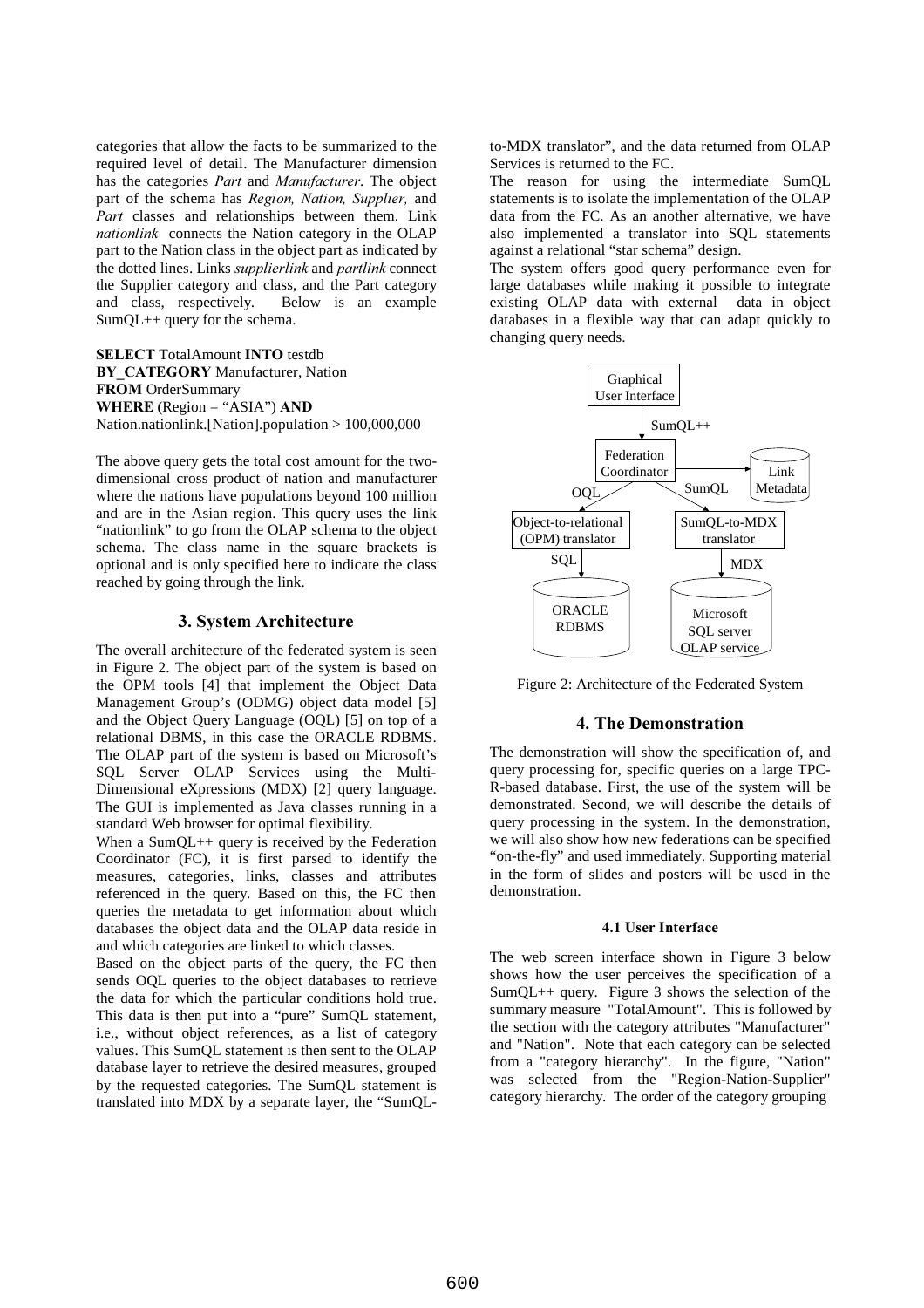categories that allow the facts to be summarized to the required level of detail. The Manufacturer dimension has the categories *Part* and *Manufacturer*. The object part of the schema has *Region, Nation, Supplier,* and *Part* classes and relationships between them. Link *nationlink* connects the Nation category in the OLAP part to the Nation class in the object part as indicated by the dotted lines. Links *supplierlink* and *partlink* connect the Supplier category and class, and the Part category and class, respectively. Below is an example SumQL++ query for the schema.

**SELECT** TotalAmount **INTO** testdb
**BY_CATEGORY** Manufacturer, Nation
**FROM** OrderSummary
**WHERE (**Region = "ASIA") **AND**
Nation.nationlink.[Nation].population > 100,000,000

The above query gets the total cost amount for the two-dimensional cross product of nation and manufacturer where the nations have populations beyond 100 million and are in the Asian region. This query uses the link "nationlink" to go from the OLAP schema to the object schema. The class name in the square brackets is optional and is only specified here to indicate the class reached by going through the link.

## 3. System Architecture

The overall architecture of the federated system is seen in Figure 2. The object part of the system is based on the OPM tools [4] that implement the Object Data Management Group's (ODMG) object data model [5] and the Object Query Language (OQL) [5] on top of a relational DBMS, in this case the ORACLE RDBMS. The OLAP part of the system is based on Microsoft's SQL Server OLAP Services using the Multi-Dimensional eXpressions (MDX) [2] query language. The GUI is implemented as Java classes running in a standard Web browser for optimal flexibility.

When a SumQL++ query is received by the Federation Coordinator (FC), it is first parsed to identify the measures, categories, links, classes and attributes referenced in the query. Based on this, the FC then queries the metadata to get information about which databases the object data and the OLAP data reside in and which categories are linked to which classes.

Based on the object parts of the query, the FC then sends OQL queries to the object databases to retrieve the data for which the particular conditions hold true. This data is then put into a "pure" SumQL statement, i.e., without object references, as a list of category values. This SumQL statement is then sent to the OLAP database layer to retrieve the desired measures, grouped by the requested categories. The SumQL statement is translated into MDX by a separate layer, the "SumQL-to-MDX translator", and the data returned from OLAP Services is returned to the FC.

The reason for using the intermediate SumQL statements is to isolate the implementation of the OLAP data from the FC. As an another alternative, we have also implemented a translator into SQL statements against a relational "star schema" design.

The system offers good query performance even for large databases while making it possible to integrate existing OLAP data with external data in object databases in a flexible way that can adapt quickly to changing query needs.

Graphical User Interface → (SumQL++) → Federation Coordinator → Link Metadata; Federation Coordinator → (OQL) → Object-to-relational (OPM) translator → (SQL) → ORACLE RDBMS; Federation Coordinator → (SumQL) → SumQL-to-MDX translator → (MDX) → Microsoft SQL server OLAP service

Figure 2: Architecture of the Federated System

## 4. The Demonstration

The demonstration will show the specification of, and query processing for, specific queries on a large TPC-R-based database. First, the use of the system will be demonstrated. Second, we will describe the details of query processing in the system. In the demonstration, we will also show how new federations can be specified "on-the-fly" and used immediately. Supporting material in the form of slides and posters will be used in the demonstration.

### 4.1 User Interface

The web screen interface shown in Figure 3 below shows how the user perceives the specification of a SumQL++ query. Figure 3 shows the selection of the summary measure "TotalAmount". This is followed by the section with the category attributes "Manufacturer" and "Nation". Note that each category can be selected from a "category hierarchy". In the figure, "Nation" was selected from the "Region-Nation-Supplier" category hierarchy. The order of the category grouping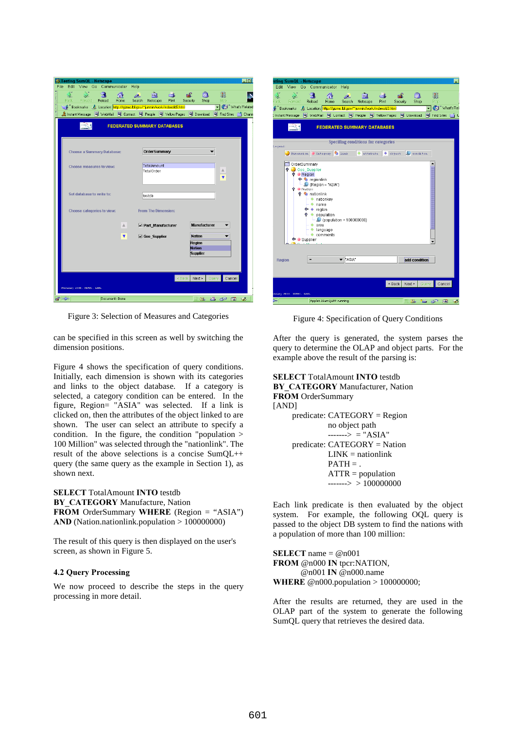Figure 3: Selection of Measures and Categories

can be specified in this screen as well by switching the dimension positions.

Figure 4 shows the specification of query conditions. Initially, each dimension is shown with its categories and links to the object database. If a category is selected, a category condition can be entered. In the figure, Region= "ASIA" was selected. If a link is clicked on, then the attributes of the object linked to are shown. The user can select an attribute to specify a condition. In the figure, the condition "population > 100 Million" was selected through the "nationlink". The result of the above selections is a concise SumQL++ query (the same query as the example in Section 1), as shown next.

**SELECT** TotalAmount **INTO** testdb
**BY_CATEGORY** Manufacture, Nation
**FROM** OrderSummary **WHERE** (Region = “ASIA”)
**AND** (Nation.nationlink.population > 100000000)

The result of this query is then displayed on the user's screen, as shown in Figure 5.

### 4.2 Query Processing

We now proceed to describe the steps in the query processing in more detail.

Figure 4: Specification of Query Conditions

After the query is generated, the system parses the query to determine the OLAP and object parts. For the example above the result of the parsing is:

**SELECT** TotalAmount **INTO** testdb
**BY_CATEGORY** Manufacturer, Nation
**FROM** OrderSummary
[AND]

predicate: CATEGORY = Region
no object path
-------> = "ASIA"

predicate: CATEGORY = Nation
LINK = nationlink
PATH = .
ATTR = population
-------> > 100000000

Each link predicate is then evaluated by the object system. For example, the following OQL query is passed to the object DB system to find the nations with a population of more than 100 million:

**SELECT** name = @n001
**FROM** @n000 **IN** tpcr:NATION,
@n001 **IN** @n000.name
**WHERE** @n000.population > 100000000;

After the results are returned, they are used in the OLAP part of the system to generate the following SumQL query that retrieves the desired data.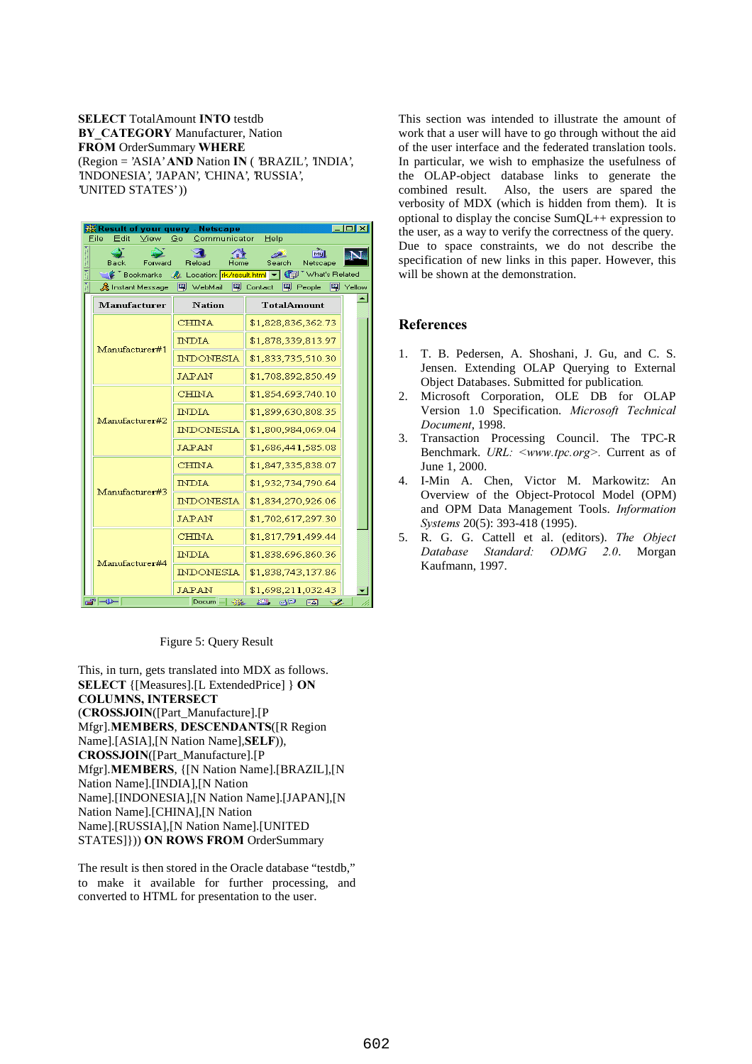**SELECT** TotalAmount **INTO** testdb
**BY_CATEGORY** Manufacturer, Nation
**FROM** OrderSummary **WHERE**
(Region = 'ASIA' **AND** Nation **IN** ( 'BRAZIL', 'INDIA', 'INDONESIA', 'JAPAN', 'CHINA', 'RUSSIA', 'UNITED STATES' ))

| Manufacturer | Nation | TotalAmount |
|---|---|---|
| Manufacturer#1 | CHINA | $1,828,836,362.73 |
| | INDIA | $1,878,339,813.97 |
| | INDONESIA | $1,833,735,510.30 |
| | JAPAN | $1,708,892,850.49 |
| Manufacturer#2 | CHINA | $1,854,693,740.10 |
| | INDIA | $1,899,630,808.35 |
| | INDONESIA | $1,800,984,069.04 |
| | JAPAN | $1,686,441,585.08 |
| Manufacturer#3 | CHINA | $1,847,335,838.07 |
| | INDIA | $1,932,734,790.64 |
| | INDONESIA | $1,834,270,926.06 |
| | JAPAN | $1,702,617,297.30 |
| Manufacturer#4 | CHINA | $1,817,791,499.44 |
| | INDIA | $1,838,696,860.36 |
| | INDONESIA | $1,838,743,137.86 |
| | JAPAN | $1,698,211,032.43 |

Figure 5: Query Result

This, in turn, gets translated into MDX as follows.
**SELECT** {[Measures].[L ExtendedPrice] } **ON COLUMNS, INTERSECT** (**CROSSJOIN**([Part_Manufacture].[P Mfgr].**MEMBERS**, **DESCENDANTS**([R Region Name].[ASIA],[N Nation Name],**SELF**)), **CROSSJOIN**([Part_Manufacture].[P Mfgr].**MEMBERS**, {[N Nation Name].[BRAZIL],[N Nation Name].[INDIA],[N Nation Name].[INDONESIA],[N Nation Name].[JAPAN],[N Nation Name].[CHINA],[N Nation Name].[RUSSIA],[N Nation Name].[UNITED STATES]})) **ON ROWS FROM** OrderSummary

The result is then stored in the Oracle database "testdb," to make it available for further processing, and converted to HTML for presentation to the user.

This section was intended to illustrate the amount of work that a user will have to go through without the aid of the user interface and the federated translation tools. In particular, we wish to emphasize the usefulness of the OLAP-object database links to generate the combined result. Also, the users are spared the verbosity of MDX (which is hidden from them). It is optional to display the concise SumQL++ expression to the user, as a way to verify the correctness of the query. Due to space constraints, we do not describe the specification of new links in this paper. However, this will be shown at the demonstration.

## References

1. T. B. Pedersen, A. Shoshani, J. Gu, and C. S. Jensen. Extending OLAP Querying to External Object Databases. Submitted for publication.
2. Microsoft Corporation, OLE DB for OLAP Version 1.0 Specification. *Microsoft Technical Document*, 1998.
3. Transaction Processing Council. The TPC-R Benchmark. *URL: <www.tpc.org>*. Current as of June 1, 2000.
4. I-Min A. Chen, Victor M. Markowitz: An Overview of the Object-Protocol Model (OPM) and OPM Data Management Tools. *Information Systems* 20(5): 393-418 (1995).
5. R. G. G. Cattell et al. (editors). *The Object Database Standard: ODMG 2.0*. Morgan Kaufmann, 1997.